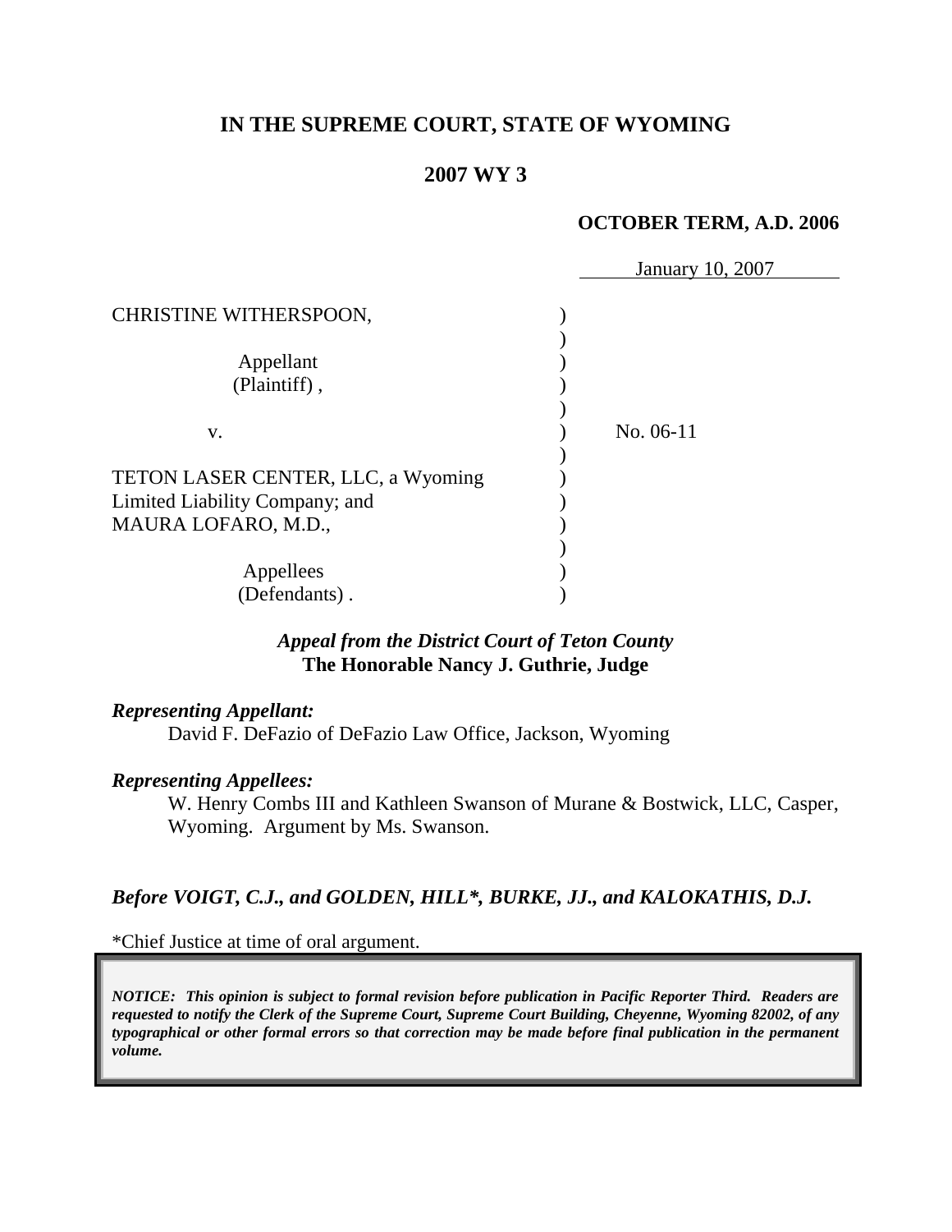**IN THE SUPREME COURT, STATE OF WYOMING**

**2007 WY 3**

**OCTOBER TERM, A.D. 2006**

January 10, 2007

CHRISTINE WITHERSPOON,

Appellant (Plaintiff),

v.

TETON LASER CENTER, LLC, a Wyoming Limited Liability Company; and MAURA LOFARO, M.D.,

Appellees (Defendants).

No. 06-11

***Appeal from the District Court of Teton County***
**The Honorable Nancy J. Guthrie, Judge**

***Representing Appellant:***
David F. DeFazio of DeFazio Law Office, Jackson, Wyoming

***Representing Appellees:***
W. Henry Combs III and Kathleen Swanson of Murane & Bostwick, LLC, Casper, Wyoming. Argument by Ms. Swanson.

***Before VOIGT, C.J., and GOLDEN, HILL\*, BURKE, JJ., and KALOKATHIS, D.J.***

\*Chief Justice at time of oral argument.

***NOTICE: This opinion is subject to formal revision before publication in Pacific Reporter Third. Readers are requested to notify the Clerk of the Supreme Court, Supreme Court Building, Cheyenne, Wyoming 82002, of any typographical or other formal errors so that correction may be made before final publication in the permanent volume.***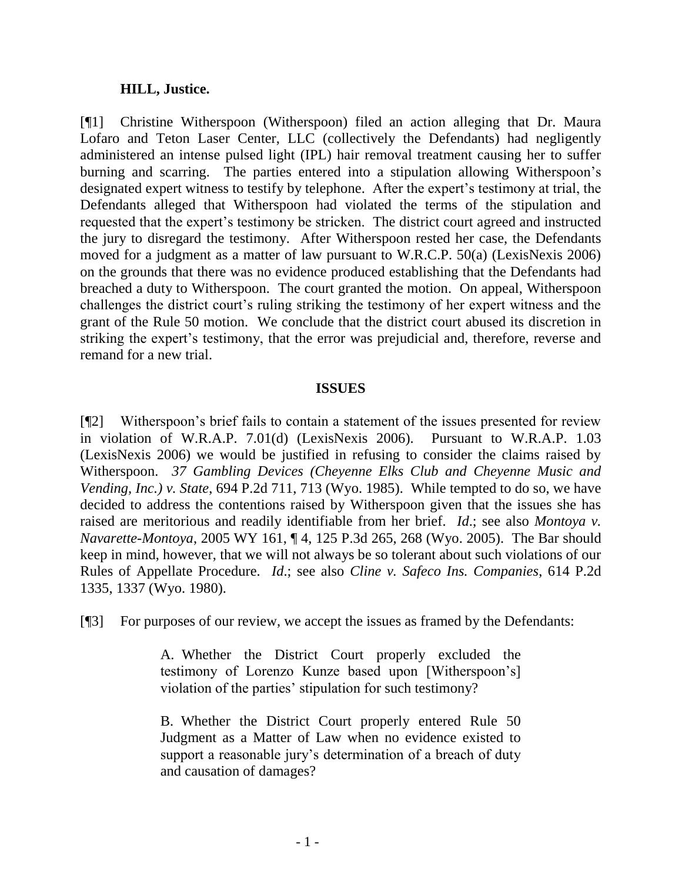**HILL, Justice.**

[¶1] Christine Witherspoon (Witherspoon) filed an action alleging that Dr. Maura Lofaro and Teton Laser Center, LLC (collectively the Defendants) had negligently administered an intense pulsed light (IPL) hair removal treatment causing her to suffer burning and scarring. The parties entered into a stipulation allowing Witherspoon's designated expert witness to testify by telephone. After the expert's testimony at trial, the Defendants alleged that Witherspoon had violated the terms of the stipulation and requested that the expert's testimony be stricken. The district court agreed and instructed the jury to disregard the testimony. After Witherspoon rested her case, the Defendants moved for a judgment as a matter of law pursuant to W.R.C.P. 50(a) (LexisNexis 2006) on the grounds that there was no evidence produced establishing that the Defendants had breached a duty to Witherspoon. The court granted the motion. On appeal, Witherspoon challenges the district court's ruling striking the testimony of her expert witness and the grant of the Rule 50 motion. We conclude that the district court abused its discretion in striking the expert's testimony, that the error was prejudicial and, therefore, reverse and remand for a new trial.

**ISSUES**

[¶2] Witherspoon's brief fails to contain a statement of the issues presented for review in violation of W.R.A.P. 7.01(d) (LexisNexis 2006). Pursuant to W.R.A.P. 1.03 (LexisNexis 2006) we would be justified in refusing to consider the claims raised by Witherspoon. *37 Gambling Devices (Cheyenne Elks Club and Cheyenne Music and Vending, Inc.) v. State*, 694 P.2d 711, 713 (Wyo. 1985). While tempted to do so, we have decided to address the contentions raised by Witherspoon given that the issues she has raised are meritorious and readily identifiable from her brief. *Id*.; see also *Montoya v. Navarette-Montoya*, 2005 WY 161, ¶ 4, 125 P.3d 265, 268 (Wyo. 2005). The Bar should keep in mind, however, that we will not always be so tolerant about such violations of our Rules of Appellate Procedure. *Id*.; see also *Cline v. Safeco Ins. Companies*, 614 P.2d 1335, 1337 (Wyo. 1980).

[¶3] For purposes of our review, we accept the issues as framed by the Defendants:

> A. Whether the District Court properly excluded the testimony of Lorenzo Kunze based upon [Witherspoon's] violation of the parties' stipulation for such testimony?
>
> B. Whether the District Court properly entered Rule 50 Judgment as a Matter of Law when no evidence existed to support a reasonable jury's determination of a breach of duty and causation of damages?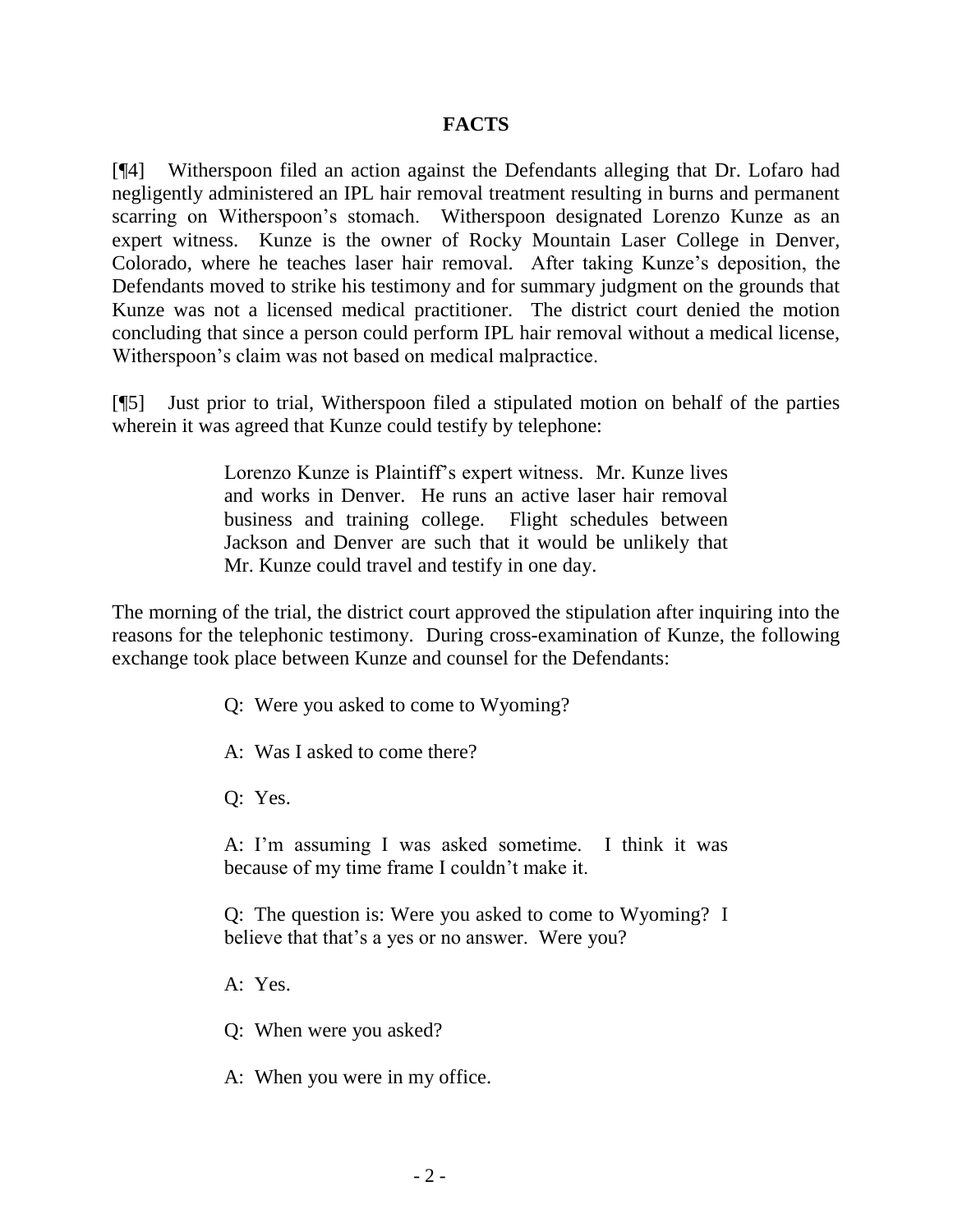# FACTS

[¶4] Witherspoon filed an action against the Defendants alleging that Dr. Lofaro had negligently administered an IPL hair removal treatment resulting in burns and permanent scarring on Witherspoon's stomach. Witherspoon designated Lorenzo Kunze as an expert witness. Kunze is the owner of Rocky Mountain Laser College in Denver, Colorado, where he teaches laser hair removal. After taking Kunze's deposition, the Defendants moved to strike his testimony and for summary judgment on the grounds that Kunze was not a licensed medical practitioner. The district court denied the motion concluding that since a person could perform IPL hair removal without a medical license, Witherspoon's claim was not based on medical malpractice.

[¶5] Just prior to trial, Witherspoon filed a stipulated motion on behalf of the parties wherein it was agreed that Kunze could testify by telephone:

> Lorenzo Kunze is Plaintiff's expert witness. Mr. Kunze lives and works in Denver. He runs an active laser hair removal business and training college. Flight schedules between Jackson and Denver are such that it would be unlikely that Mr. Kunze could travel and testify in one day.

The morning of the trial, the district court approved the stipulation after inquiring into the reasons for the telephonic testimony. During cross-examination of Kunze, the following exchange took place between Kunze and counsel for the Defendants:

> Q: Were you asked to come to Wyoming?
>
> A: Was I asked to come there?
>
> Q: Yes.
>
> A: I'm assuming I was asked sometime. I think it was because of my time frame I couldn't make it.
>
> Q: The question is: Were you asked to come to Wyoming? I believe that that's a yes or no answer. Were you?
>
> A: Yes.
>
> Q: When were you asked?
>
> A: When you were in my office.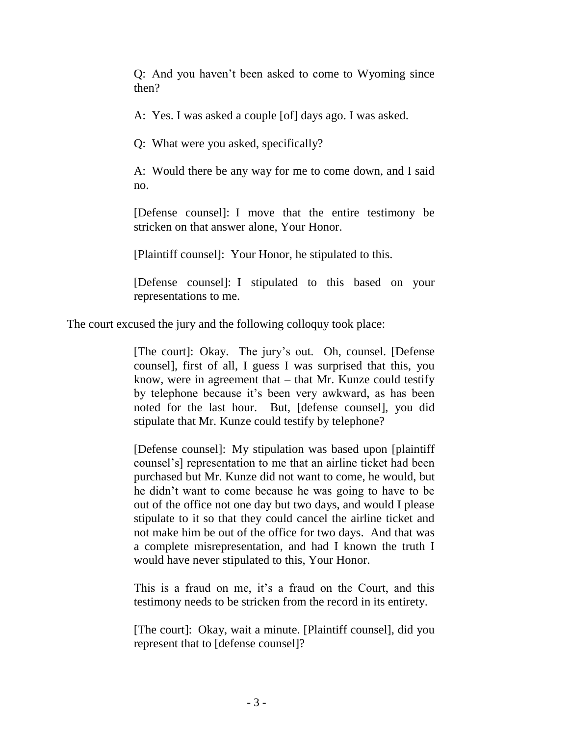> Q: And you haven't been asked to come to Wyoming since then?
>
> A: Yes. I was asked a couple [of] days ago. I was asked.
>
> Q: What were you asked, specifically?
>
> A: Would there be any way for me to come down, and I said no.
>
> [Defense counsel]: I move that the entire testimony be stricken on that answer alone, Your Honor.
>
> [Plaintiff counsel]: Your Honor, he stipulated to this.
>
> [Defense counsel]: I stipulated to this based on your representations to me.

The court excused the jury and the following colloquy took place:

> [The court]: Okay. The jury's out. Oh, counsel. [Defense counsel], first of all, I guess I was surprised that this, you know, were in agreement that – that Mr. Kunze could testify by telephone because it's been very awkward, as has been noted for the last hour. But, [defense counsel], you did stipulate that Mr. Kunze could testify by telephone?
>
> [Defense counsel]: My stipulation was based upon [plaintiff counsel's] representation to me that an airline ticket had been purchased but Mr. Kunze did not want to come, he would, but he didn't want to come because he was going to have to be out of the office not one day but two days, and would I please stipulate to it so that they could cancel the airline ticket and not make him be out of the office for two days. And that was a complete misrepresentation, and had I known the truth I would have never stipulated to this, Your Honor.
>
> This is a fraud on me, it's a fraud on the Court, and this testimony needs to be stricken from the record in its entirety.
>
> [The court]: Okay, wait a minute. [Plaintiff counsel], did you represent that to [defense counsel]?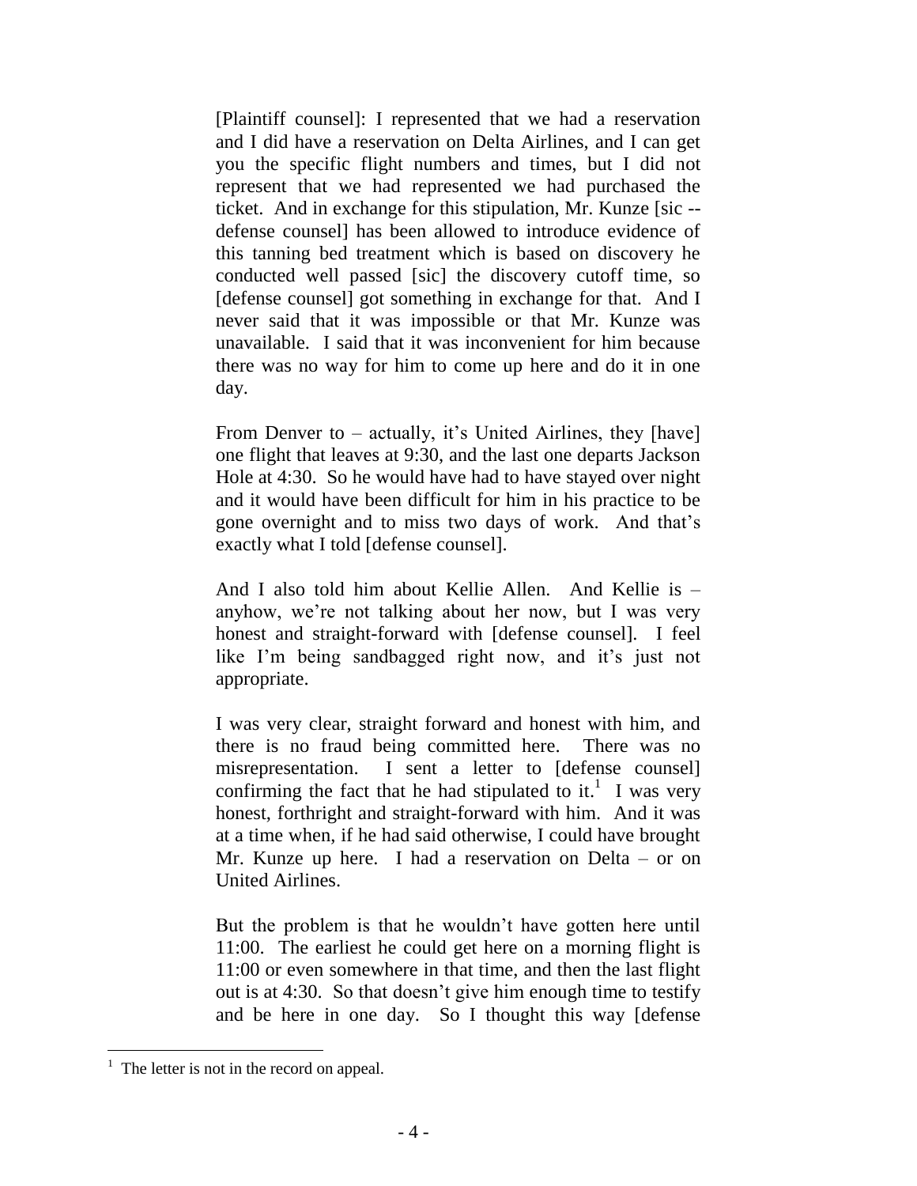[Plaintiff counsel]: I represented that we had a reservation and I did have a reservation on Delta Airlines, and I can get you the specific flight numbers and times, but I did not represent that we had represented we had purchased the ticket. And in exchange for this stipulation, Mr. Kunze [sic -- defense counsel] has been allowed to introduce evidence of this tanning bed treatment which is based on discovery he conducted well passed [sic] the discovery cutoff time, so [defense counsel] got something in exchange for that. And I never said that it was impossible or that Mr. Kunze was unavailable. I said that it was inconvenient for him because there was no way for him to come up here and do it in one day.

From Denver to – actually, it's United Airlines, they [have] one flight that leaves at 9:30, and the last one departs Jackson Hole at 4:30. So he would have had to have stayed over night and it would have been difficult for him in his practice to be gone overnight and to miss two days of work. And that's exactly what I told [defense counsel].

And I also told him about Kellie Allen. And Kellie is – anyhow, we're not talking about her now, but I was very honest and straight-forward with [defense counsel]. I feel like I'm being sandbagged right now, and it's just not appropriate.

I was very clear, straight forward and honest with him, and there is no fraud being committed here. There was no misrepresentation. I sent a letter to [defense counsel] confirming the fact that he had stipulated to it.[1] I was very honest, forthright and straight-forward with him. And it was at a time when, if he had said otherwise, I could have brought Mr. Kunze up here. I had a reservation on Delta – or on United Airlines.

But the problem is that he wouldn't have gotten here until 11:00. The earliest he could get here on a morning flight is 11:00 or even somewhere in that time, and then the last flight out is at 4:30. So that doesn't give him enough time to testify and be here in one day. So I thought this way [defense

[1] The letter is not in the record on appeal.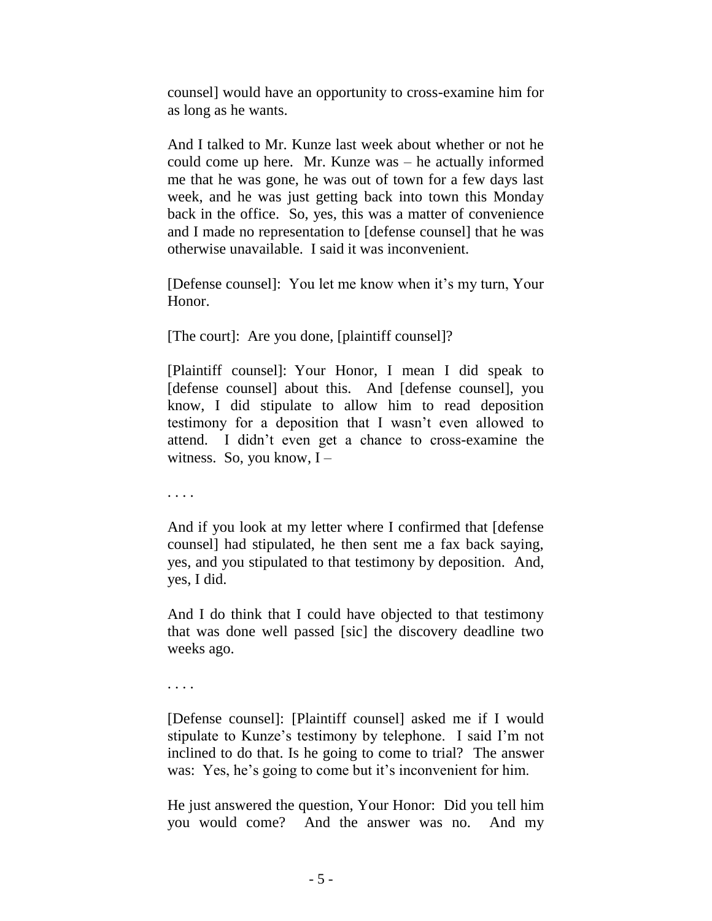counsel] would have an opportunity to cross-examine him for as long as he wants.

And I talked to Mr. Kunze last week about whether or not he could come up here. Mr. Kunze was – he actually informed me that he was gone, he was out of town for a few days last week, and he was just getting back into town this Monday back in the office. So, yes, this was a matter of convenience and I made no representation to [defense counsel] that he was otherwise unavailable. I said it was inconvenient.

[Defense counsel]: You let me know when it's my turn, Your Honor.

[The court]: Are you done, [plaintiff counsel]?

[Plaintiff counsel]: Your Honor, I mean I did speak to [defense counsel] about this. And [defense counsel], you know, I did stipulate to allow him to read deposition testimony for a deposition that I wasn't even allowed to attend. I didn't even get a chance to cross-examine the witness. So, you know, I –

. . . .

And if you look at my letter where I confirmed that [defense counsel] had stipulated, he then sent me a fax back saying, yes, and you stipulated to that testimony by deposition. And, yes, I did.

And I do think that I could have objected to that testimony that was done well passed [sic] the discovery deadline two weeks ago.

. . . .

[Defense counsel]: [Plaintiff counsel] asked me if I would stipulate to Kunze's testimony by telephone. I said I'm not inclined to do that. Is he going to come to trial? The answer was: Yes, he's going to come but it's inconvenient for him.

He just answered the question, Your Honor: Did you tell him you would come? And the answer was no. And my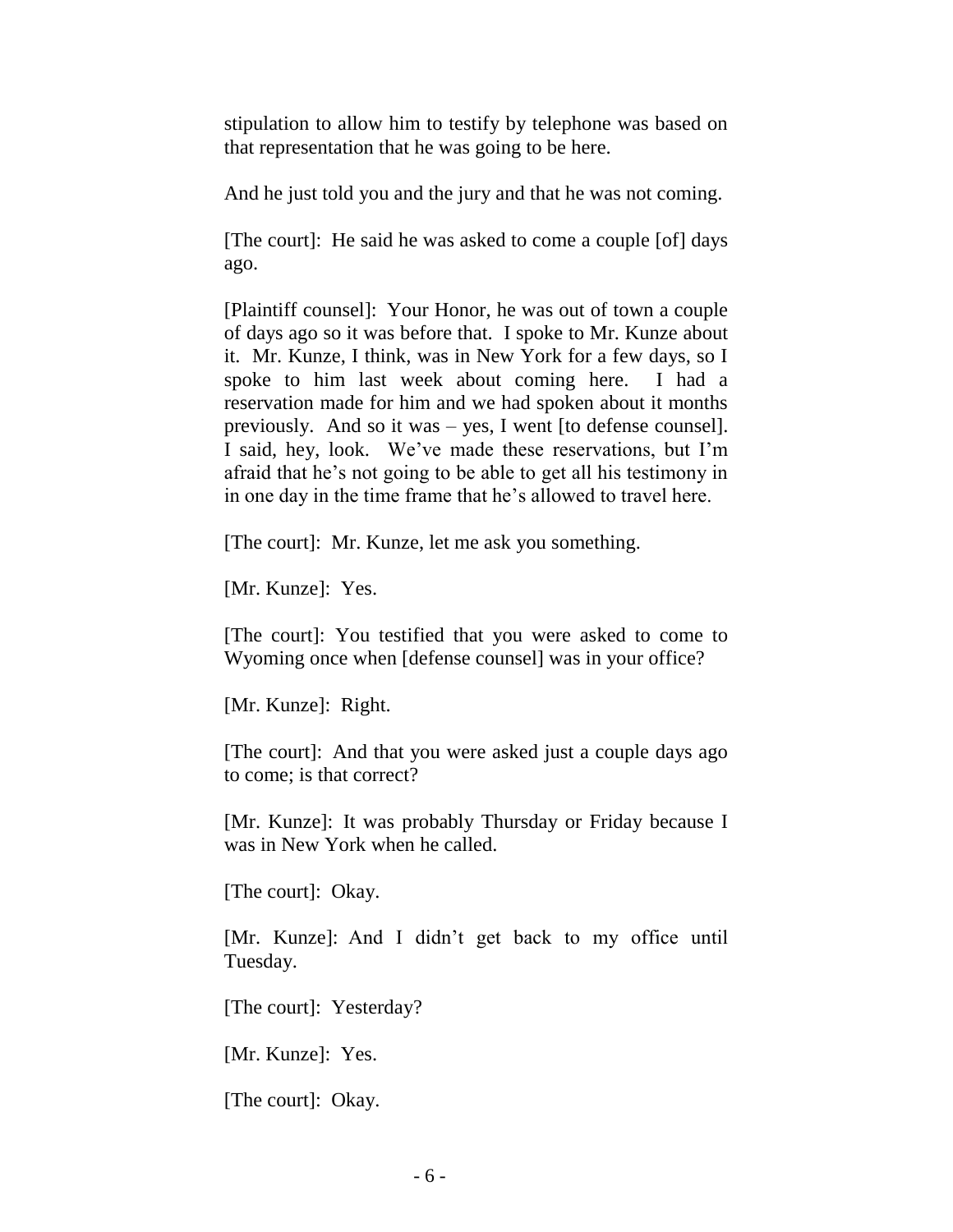stipulation to allow him to testify by telephone was based on that representation that he was going to be here.

And he just told you and the jury and that he was not coming.

[The court]: He said he was asked to come a couple [of] days ago.

[Plaintiff counsel]: Your Honor, he was out of town a couple of days ago so it was before that. I spoke to Mr. Kunze about it. Mr. Kunze, I think, was in New York for a few days, so I spoke to him last week about coming here. I had a reservation made for him and we had spoken about it months previously. And so it was – yes, I went [to defense counsel]. I said, hey, look. We've made these reservations, but I'm afraid that he's not going to be able to get all his testimony in in one day in the time frame that he's allowed to travel here.

[The court]: Mr. Kunze, let me ask you something.

[Mr. Kunze]: Yes.

[The court]: You testified that you were asked to come to Wyoming once when [defense counsel] was in your office?

[Mr. Kunze]: Right.

[The court]: And that you were asked just a couple days ago to come; is that correct?

[Mr. Kunze]: It was probably Thursday or Friday because I was in New York when he called.

[The court]: Okay.

[Mr. Kunze]: And I didn't get back to my office until Tuesday.

[The court]: Yesterday?

[Mr. Kunze]: Yes.

[The court]: Okay.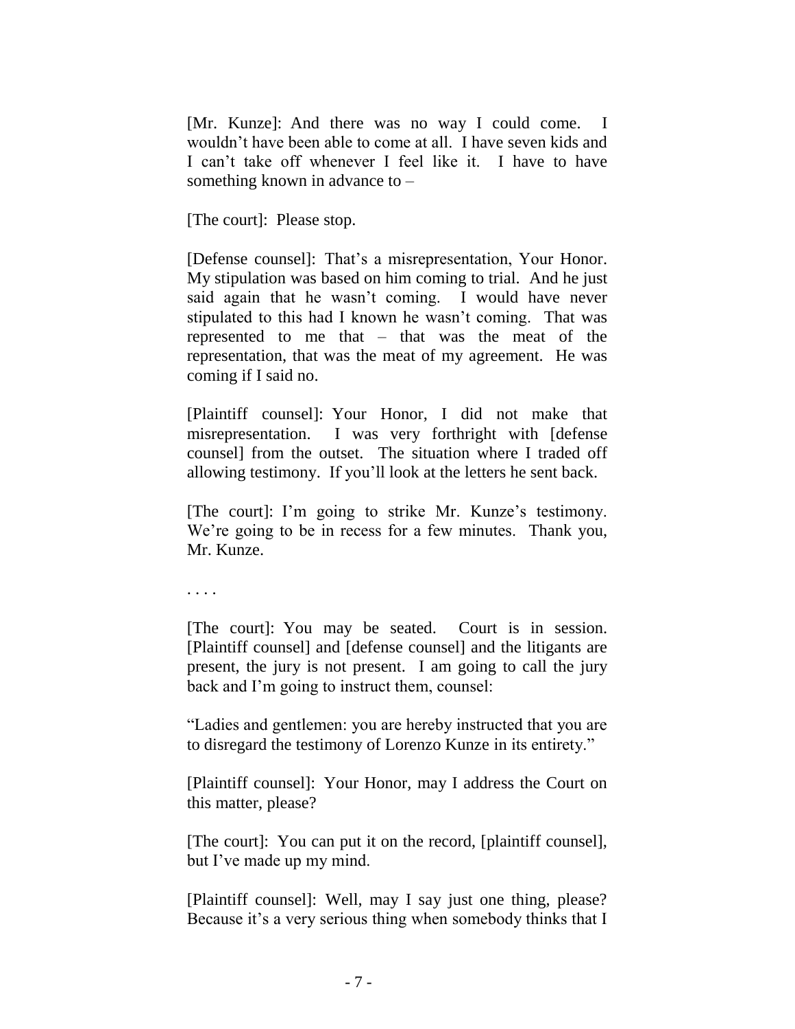[Mr. Kunze]: And there was no way I could come. I wouldn't have been able to come at all. I have seven kids and I can't take off whenever I feel like it. I have to have something known in advance to –

[The court]: Please stop.

[Defense counsel]: That's a misrepresentation, Your Honor. My stipulation was based on him coming to trial. And he just said again that he wasn't coming. I would have never stipulated to this had I known he wasn't coming. That was represented to me that – that was the meat of the representation, that was the meat of my agreement. He was coming if I said no.

[Plaintiff counsel]: Your Honor, I did not make that misrepresentation. I was very forthright with [defense counsel] from the outset. The situation where I traded off allowing testimony. If you'll look at the letters he sent back.

[The court]: I'm going to strike Mr. Kunze's testimony. We're going to be in recess for a few minutes. Thank you, Mr. Kunze.

. . . .

[The court]: You may be seated. Court is in session. [Plaintiff counsel] and [defense counsel] and the litigants are present, the jury is not present. I am going to call the jury back and I'm going to instruct them, counsel:

"Ladies and gentlemen: you are hereby instructed that you are to disregard the testimony of Lorenzo Kunze in its entirety."

[Plaintiff counsel]: Your Honor, may I address the Court on this matter, please?

[The court]: You can put it on the record, [plaintiff counsel], but I've made up my mind.

[Plaintiff counsel]: Well, may I say just one thing, please? Because it's a very serious thing when somebody thinks that I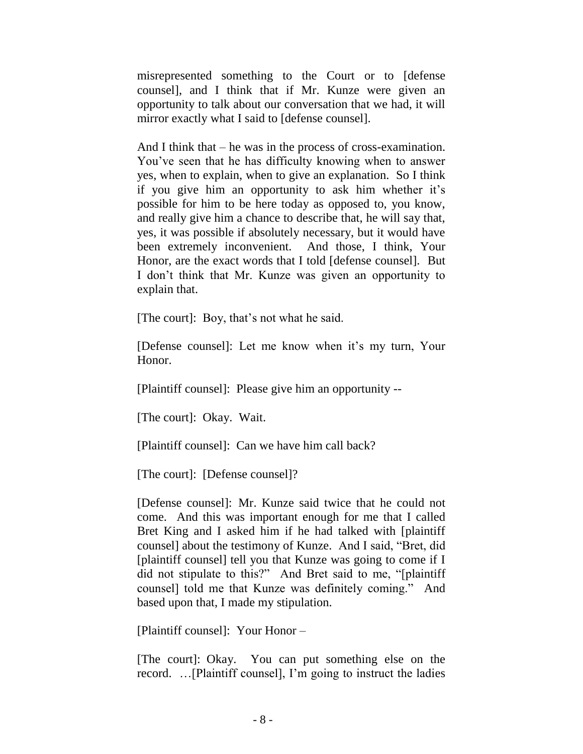misrepresented something to the Court or to [defense counsel], and I think that if Mr. Kunze were given an opportunity to talk about our conversation that we had, it will mirror exactly what I said to [defense counsel].

And I think that – he was in the process of cross-examination. You've seen that he has difficulty knowing when to answer yes, when to explain, when to give an explanation. So I think if you give him an opportunity to ask him whether it's possible for him to be here today as opposed to, you know, and really give him a chance to describe that, he will say that, yes, it was possible if absolutely necessary, but it would have been extremely inconvenient. And those, I think, Your Honor, are the exact words that I told [defense counsel]. But I don't think that Mr. Kunze was given an opportunity to explain that.

[The court]: Boy, that's not what he said.

[Defense counsel]: Let me know when it's my turn, Your Honor.

[Plaintiff counsel]: Please give him an opportunity --

[The court]: Okay. Wait.

[Plaintiff counsel]: Can we have him call back?

[The court]: [Defense counsel]?

[Defense counsel]: Mr. Kunze said twice that he could not come. And this was important enough for me that I called Bret King and I asked him if he had talked with [plaintiff counsel] about the testimony of Kunze. And I said, "Bret, did [plaintiff counsel] tell you that Kunze was going to come if I did not stipulate to this?" And Bret said to me, "[plaintiff counsel] told me that Kunze was definitely coming." And based upon that, I made my stipulation.

[Plaintiff counsel]: Your Honor –

[The court]: Okay. You can put something else on the record. …[Plaintiff counsel], I'm going to instruct the ladies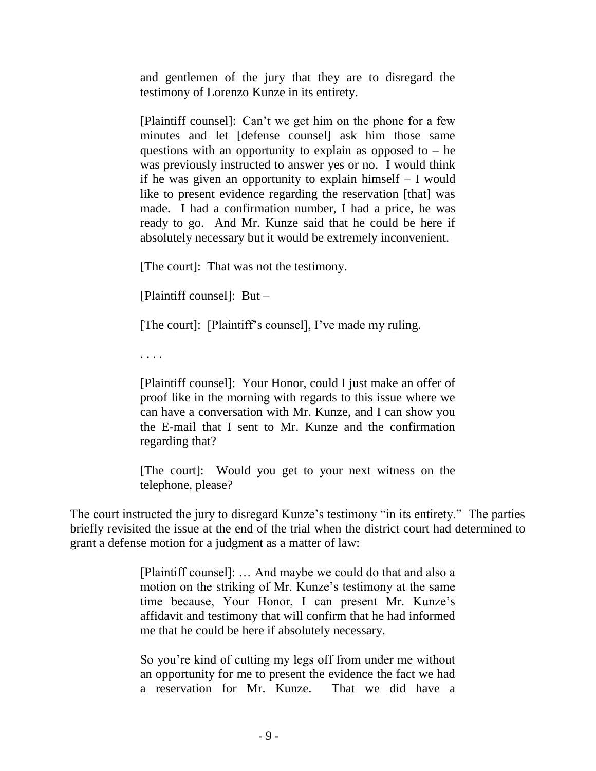and gentlemen of the jury that they are to disregard the testimony of Lorenzo Kunze in its entirety.

> [Plaintiff counsel]: Can't we get him on the phone for a few minutes and let [defense counsel] ask him those same questions with an opportunity to explain as opposed to – he was previously instructed to answer yes or no. I would think if he was given an opportunity to explain himself – I would like to present evidence regarding the reservation [that] was made. I had a confirmation number, I had a price, he was ready to go. And Mr. Kunze said that he could be here if absolutely necessary but it would be extremely inconvenient.
>
> [The court]: That was not the testimony.
>
> [Plaintiff counsel]: But –
>
> [The court]: [Plaintiff's counsel], I've made my ruling.
>
> . . . .
>
> [Plaintiff counsel]: Your Honor, could I just make an offer of proof like in the morning with regards to this issue where we can have a conversation with Mr. Kunze, and I can show you the E-mail that I sent to Mr. Kunze and the confirmation regarding that?
>
> [The court]: Would you get to your next witness on the telephone, please?

The court instructed the jury to disregard Kunze's testimony "in its entirety." The parties briefly revisited the issue at the end of the trial when the district court had determined to grant a defense motion for a judgment as a matter of law:

> [Plaintiff counsel]: … And maybe we could do that and also a motion on the striking of Mr. Kunze's testimony at the same time because, Your Honor, I can present Mr. Kunze's affidavit and testimony that will confirm that he had informed me that he could be here if absolutely necessary.
>
> So you're kind of cutting my legs off from under me without an opportunity for me to present the evidence the fact we had a reservation for Mr. Kunze. That we did have a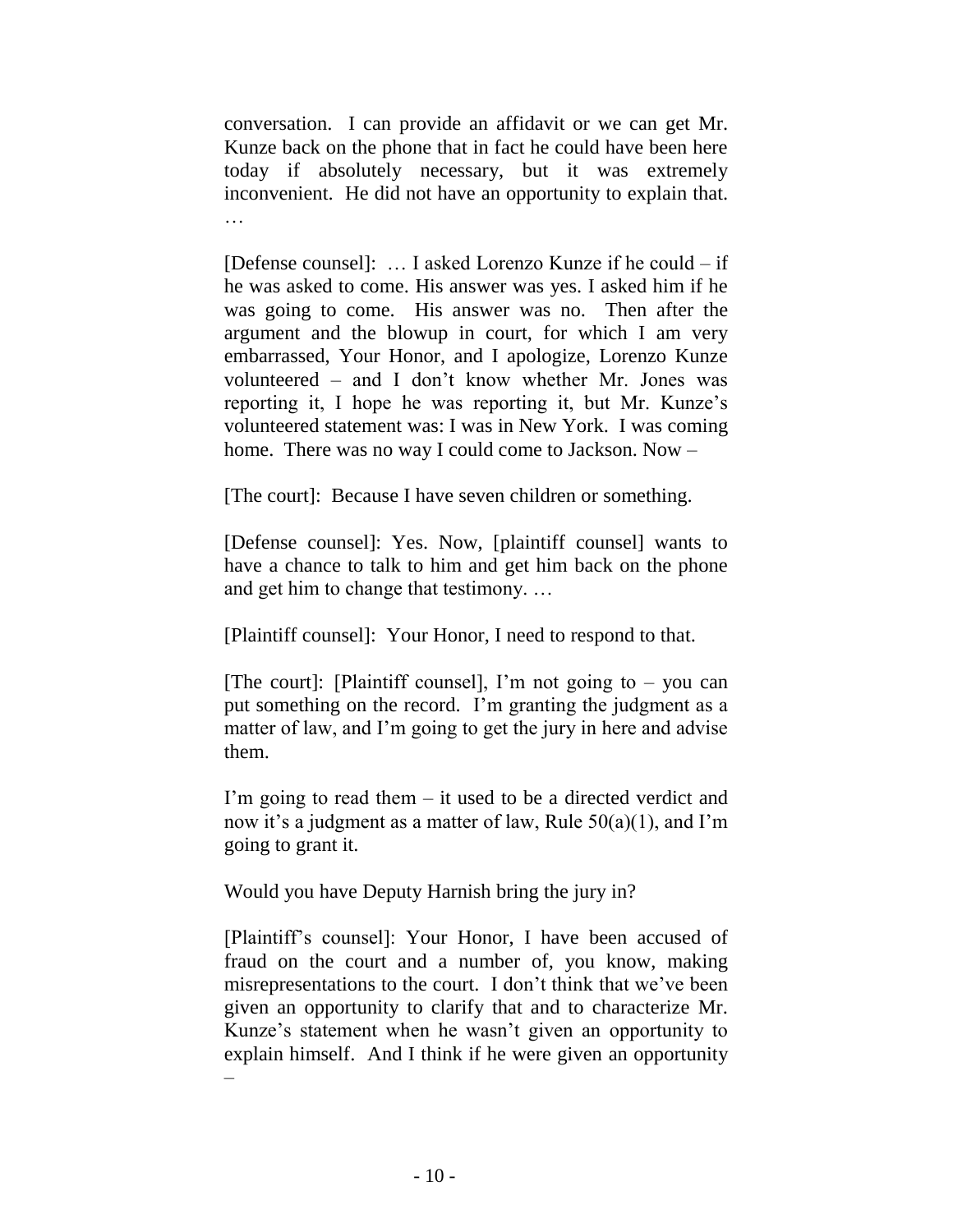conversation. I can provide an affidavit or we can get Mr. Kunze back on the phone that in fact he could have been here today if absolutely necessary, but it was extremely inconvenient. He did not have an opportunity to explain that. …

[Defense counsel]: … I asked Lorenzo Kunze if he could – if he was asked to come. His answer was yes. I asked him if he was going to come. His answer was no. Then after the argument and the blowup in court, for which I am very embarrassed, Your Honor, and I apologize, Lorenzo Kunze volunteered – and I don't know whether Mr. Jones was reporting it, I hope he was reporting it, but Mr. Kunze's volunteered statement was: I was in New York. I was coming home. There was no way I could come to Jackson. Now –

[The court]: Because I have seven children or something.

[Defense counsel]: Yes. Now, [plaintiff counsel] wants to have a chance to talk to him and get him back on the phone and get him to change that testimony. …

[Plaintiff counsel]: Your Honor, I need to respond to that.

[The court]: [Plaintiff counsel], I'm not going to – you can put something on the record. I'm granting the judgment as a matter of law, and I'm going to get the jury in here and advise them.

I'm going to read them – it used to be a directed verdict and now it's a judgment as a matter of law, Rule 50(a)(1), and I'm going to grant it.

Would you have Deputy Harnish bring the jury in?

[Plaintiff's counsel]: Your Honor, I have been accused of fraud on the court and a number of, you know, making misrepresentations to the court. I don't think that we've been given an opportunity to clarify that and to characterize Mr. Kunze's statement when he wasn't given an opportunity to explain himself. And I think if he were given an opportunity –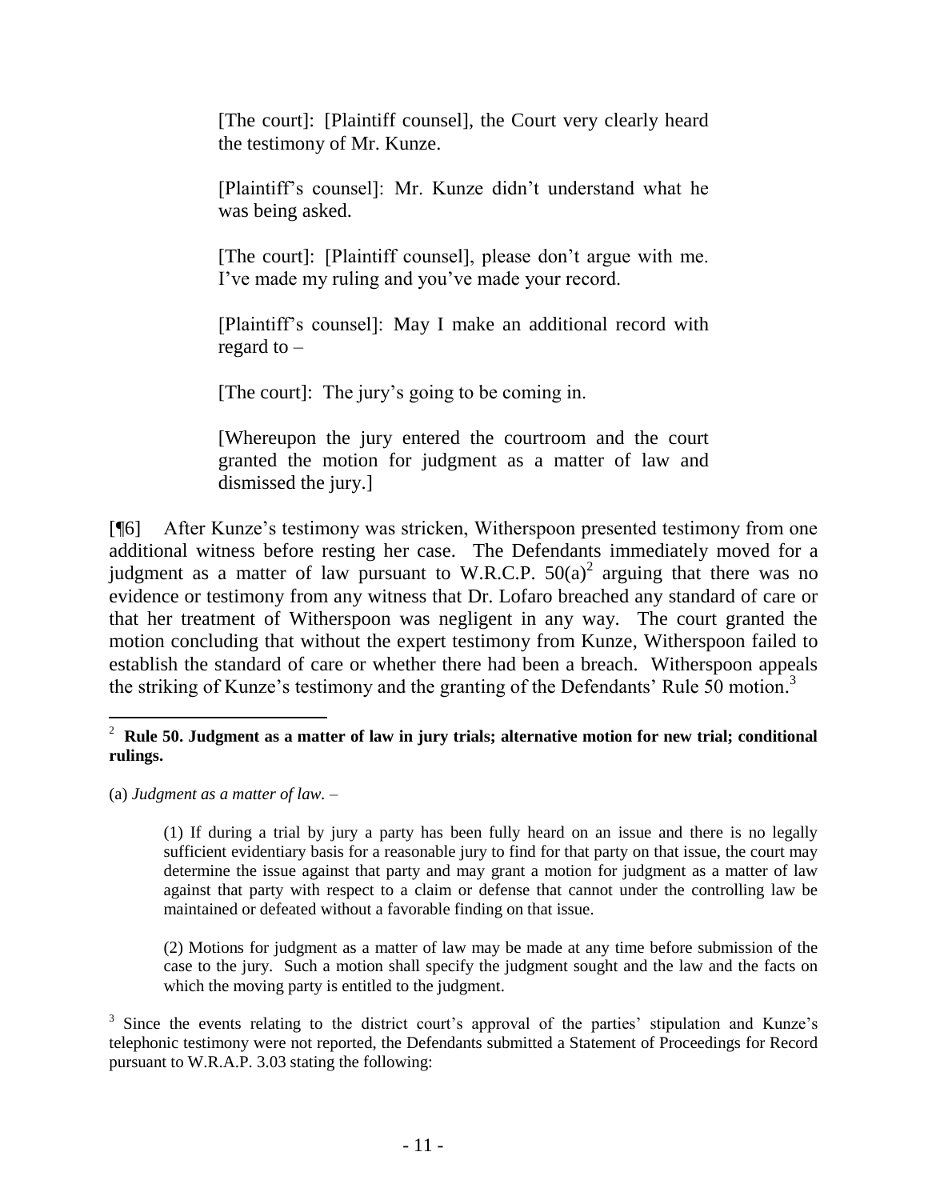> [The court]: [Plaintiff counsel], the Court very clearly heard the testimony of Mr. Kunze.
>
> [Plaintiff's counsel]: Mr. Kunze didn't understand what he was being asked.
>
> [The court]: [Plaintiff counsel], please don't argue with me. I've made my ruling and you've made your record.
>
> [Plaintiff's counsel]: May I make an additional record with regard to –
>
> [The court]: The jury's going to be coming in.
>
> [Whereupon the jury entered the courtroom and the court granted the motion for judgment as a matter of law and dismissed the jury.]

[¶6] After Kunze's testimony was stricken, Witherspoon presented testimony from one additional witness before resting her case. The Defendants immediately moved for a judgment as a matter of law pursuant to W.R.C.P. 50(a)[2] arguing that there was no evidence or testimony from any witness that Dr. Lofaro breached any standard of care or that her treatment of Witherspoon was negligent in any way. The court granted the motion concluding that without the expert testimony from Kunze, Witherspoon failed to establish the standard of care or whether there had been a breach. Witherspoon appeals the striking of Kunze's testimony and the granting of the Defendants' Rule 50 motion.[3]

---

[2] **Rule 50. Judgment as a matter of law in jury trials; alternative motion for new trial; conditional rulings.**

(a) *Judgment as a matter of law.* –

> (1) If during a trial by jury a party has been fully heard on an issue and there is no legally sufficient evidentiary basis for a reasonable jury to find for that party on that issue, the court may determine the issue against that party and may grant a motion for judgment as a matter of law against that party with respect to a claim or defense that cannot under the controlling law be maintained or defeated without a favorable finding on that issue.
>
> (2) Motions for judgment as a matter of law may be made at any time before submission of the case to the jury. Such a motion shall specify the judgment sought and the law and the facts on which the moving party is entitled to the judgment.

[3] Since the events relating to the district court's approval of the parties' stipulation and Kunze's telephonic testimony were not reported, the Defendants submitted a Statement of Proceedings for Record pursuant to W.R.A.P. 3.03 stating the following: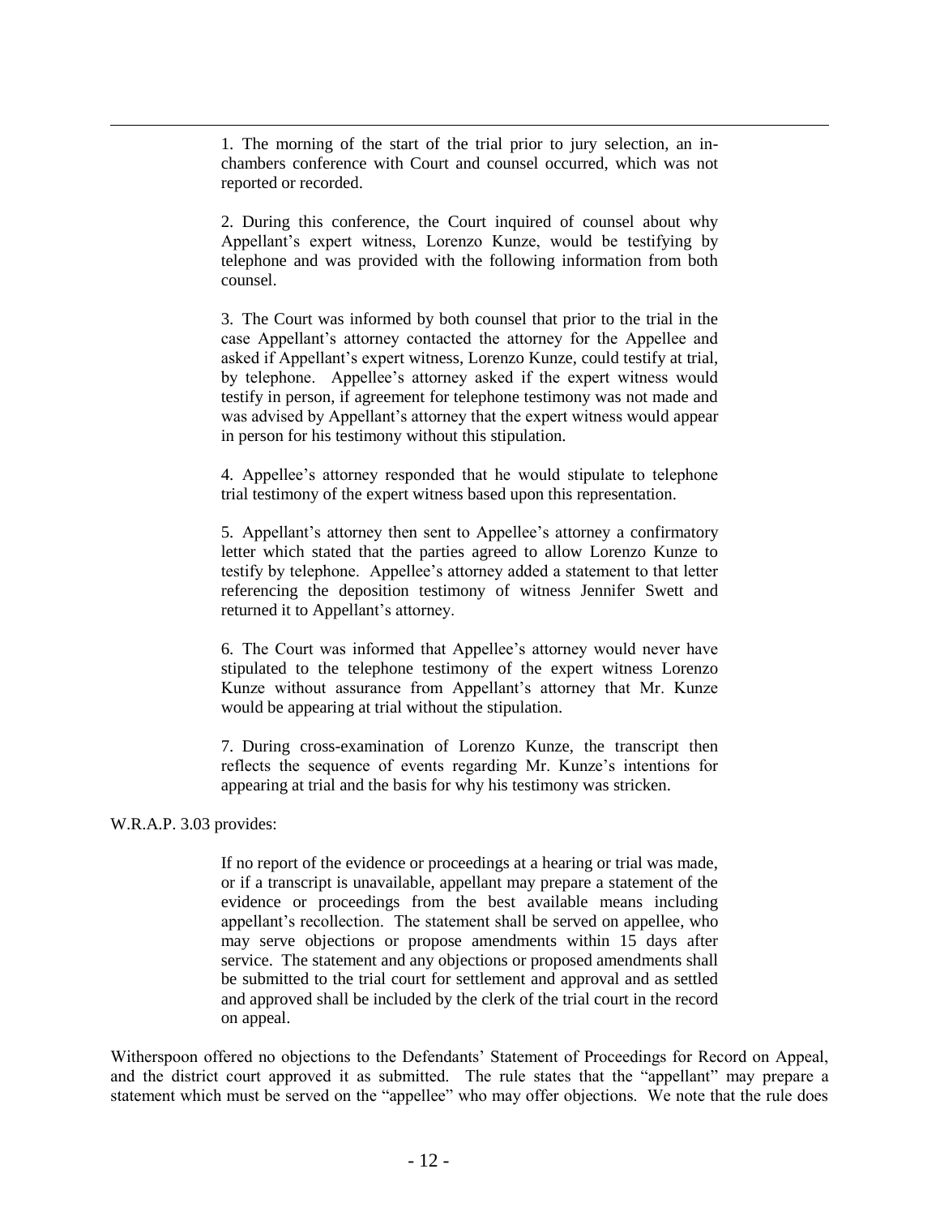> 1. The morning of the start of the trial prior to jury selection, an in-chambers conference with Court and counsel occurred, which was not reported or recorded.
>
> 2. During this conference, the Court inquired of counsel about why Appellant's expert witness, Lorenzo Kunze, would be testifying by telephone and was provided with the following information from both counsel.
>
> 3. The Court was informed by both counsel that prior to the trial in the case Appellant's attorney contacted the attorney for the Appellee and asked if Appellant's expert witness, Lorenzo Kunze, could testify at trial, by telephone. Appellee's attorney asked if the expert witness would testify in person, if agreement for telephone testimony was not made and was advised by Appellant's attorney that the expert witness would appear in person for his testimony without this stipulation.
>
> 4. Appellee's attorney responded that he would stipulate to telephone trial testimony of the expert witness based upon this representation.
>
> 5. Appellant's attorney then sent to Appellee's attorney a confirmatory letter which stated that the parties agreed to allow Lorenzo Kunze to testify by telephone. Appellee's attorney added a statement to that letter referencing the deposition testimony of witness Jennifer Swett and returned it to Appellant's attorney.
>
> 6. The Court was informed that Appellee's attorney would never have stipulated to the telephone testimony of the expert witness Lorenzo Kunze without assurance from Appellant's attorney that Mr. Kunze would be appearing at trial without the stipulation.
>
> 7. During cross-examination of Lorenzo Kunze, the transcript then reflects the sequence of events regarding Mr. Kunze's intentions for appearing at trial and the basis for why his testimony was stricken.

W.R.A.P. 3.03 provides:

> If no report of the evidence or proceedings at a hearing or trial was made, or if a transcript is unavailable, appellant may prepare a statement of the evidence or proceedings from the best available means including appellant's recollection. The statement shall be served on appellee, who may serve objections or propose amendments within 15 days after service. The statement and any objections or proposed amendments shall be submitted to the trial court for settlement and approval and as settled and approved shall be included by the clerk of the trial court in the record on appeal.

Witherspoon offered no objections to the Defendants' Statement of Proceedings for Record on Appeal, and the district court approved it as submitted. The rule states that the "appellant" may prepare a statement which must be served on the "appellee" who may offer objections. We note that the rule does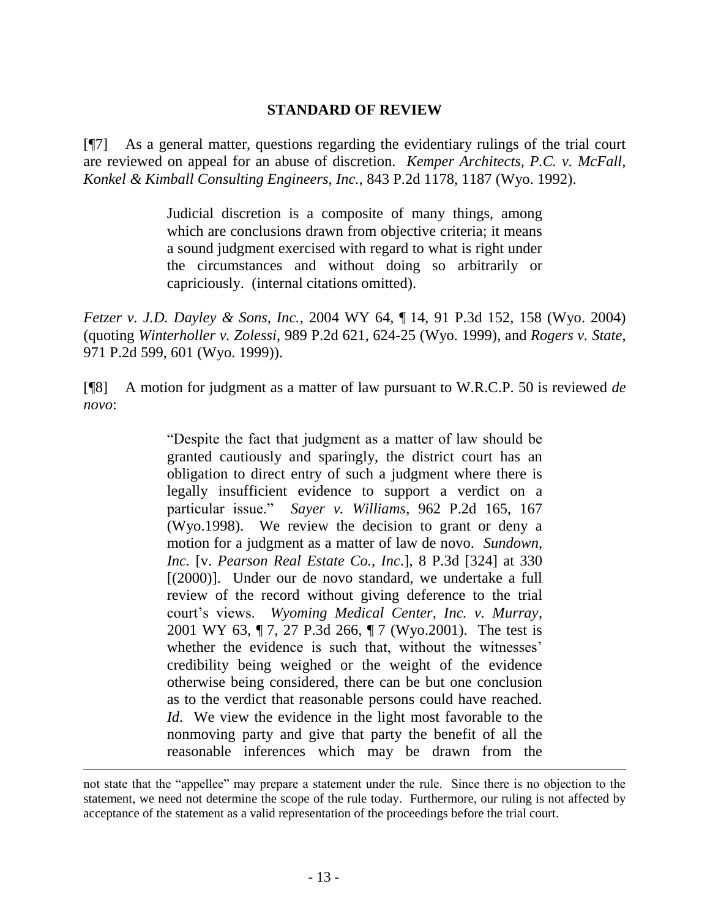## STANDARD OF REVIEW

[¶7] As a general matter, questions regarding the evidentiary rulings of the trial court are reviewed on appeal for an abuse of discretion. *Kemper Architects, P.C. v. McFall, Konkel & Kimball Consulting Engineers, Inc.*, 843 P.2d 1178, 1187 (Wyo. 1992).

> Judicial discretion is a composite of many things, among which are conclusions drawn from objective criteria; it means a sound judgment exercised with regard to what is right under the circumstances and without doing so arbitrarily or capriciously. (internal citations omitted).

*Fetzer v. J.D. Dayley & Sons, Inc.*, 2004 WY 64, ¶ 14, 91 P.3d 152, 158 (Wyo. 2004) (quoting *Winterholler v. Zolessi*, 989 P.2d 621, 624-25 (Wyo. 1999), and *Rogers v. State*, 971 P.2d 599, 601 (Wyo. 1999)).

[¶8] A motion for judgment as a matter of law pursuant to W.R.C.P. 50 is reviewed *de novo*:

> "Despite the fact that judgment as a matter of law should be granted cautiously and sparingly, the district court has an obligation to direct entry of such a judgment where there is legally insufficient evidence to support a verdict on a particular issue." *Sayer v. Williams*, 962 P.2d 165, 167 (Wyo.1998). We review the decision to grant or deny a motion for a judgment as a matter of law de novo. *Sundown, Inc.* [v. *Pearson Real Estate Co., Inc*.], 8 P.3d [324] at 330 [(2000)]. Under our de novo standard, we undertake a full review of the record without giving deference to the trial court's views. *Wyoming Medical Center, Inc. v. Murray*, 2001 WY 63, ¶ 7, 27 P.3d 266, ¶ 7 (Wyo.2001). The test is whether the evidence is such that, without the witnesses' credibility being weighed or the weight of the evidence otherwise being considered, there can be but one conclusion as to the verdict that reasonable persons could have reached. *Id*. We view the evidence in the light most favorable to the nonmoving party and give that party the benefit of all the reasonable inferences which may be drawn from the

---

not state that the "appellee" may prepare a statement under the rule. Since there is no objection to the statement, we need not determine the scope of the rule today. Furthermore, our ruling is not affected by acceptance of the statement as a valid representation of the proceedings before the trial court.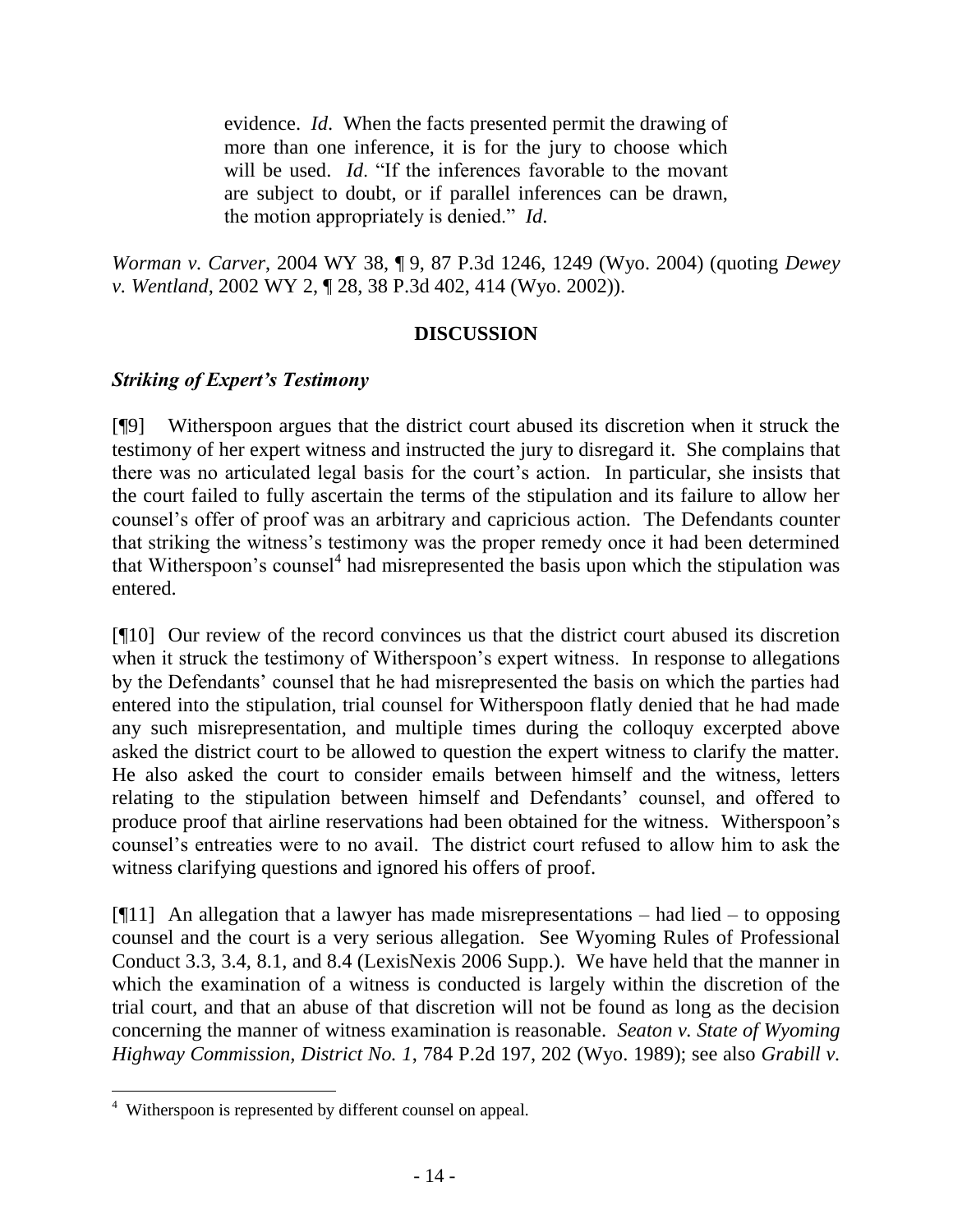> evidence. *Id*. When the facts presented permit the drawing of more than one inference, it is for the jury to choose which will be used. *Id*. "If the inferences favorable to the movant are subject to doubt, or if parallel inferences can be drawn, the motion appropriately is denied." *Id*.

*Worman v. Carver*, 2004 WY 38, ¶ 9, 87 P.3d 1246, 1249 (Wyo. 2004) (quoting *Dewey v. Wentland*, 2002 WY 2, ¶ 28, 38 P.3d 402, 414 (Wyo. 2002)).

## DISCUSSION

### *Striking of Expert's Testimony*

[¶9] Witherspoon argues that the district court abused its discretion when it struck the testimony of her expert witness and instructed the jury to disregard it. She complains that there was no articulated legal basis for the court's action. In particular, she insists that the court failed to fully ascertain the terms of the stipulation and its failure to allow her counsel's offer of proof was an arbitrary and capricious action. The Defendants counter that striking the witness's testimony was the proper remedy once it had been determined that Witherspoon's counsel[4] had misrepresented the basis upon which the stipulation was entered.

[¶10] Our review of the record convinces us that the district court abused its discretion when it struck the testimony of Witherspoon's expert witness. In response to allegations by the Defendants' counsel that he had misrepresented the basis on which the parties had entered into the stipulation, trial counsel for Witherspoon flatly denied that he had made any such misrepresentation, and multiple times during the colloquy excerpted above asked the district court to be allowed to question the expert witness to clarify the matter. He also asked the court to consider emails between himself and the witness, letters relating to the stipulation between himself and Defendants' counsel, and offered to produce proof that airline reservations had been obtained for the witness. Witherspoon's counsel's entreaties were to no avail. The district court refused to allow him to ask the witness clarifying questions and ignored his offers of proof.

[¶11] An allegation that a lawyer has made misrepresentations – had lied – to opposing counsel and the court is a very serious allegation. See Wyoming Rules of Professional Conduct 3.3, 3.4, 8.1, and 8.4 (LexisNexis 2006 Supp.). We have held that the manner in which the examination of a witness is conducted is largely within the discretion of the trial court, and that an abuse of that discretion will not be found as long as the decision concerning the manner of witness examination is reasonable. *Seaton v. State of Wyoming Highway Commission, District No. 1*, 784 P.2d 197, 202 (Wyo. 1989); see also *Grabill v.*

---

[4] Witherspoon is represented by different counsel on appeal.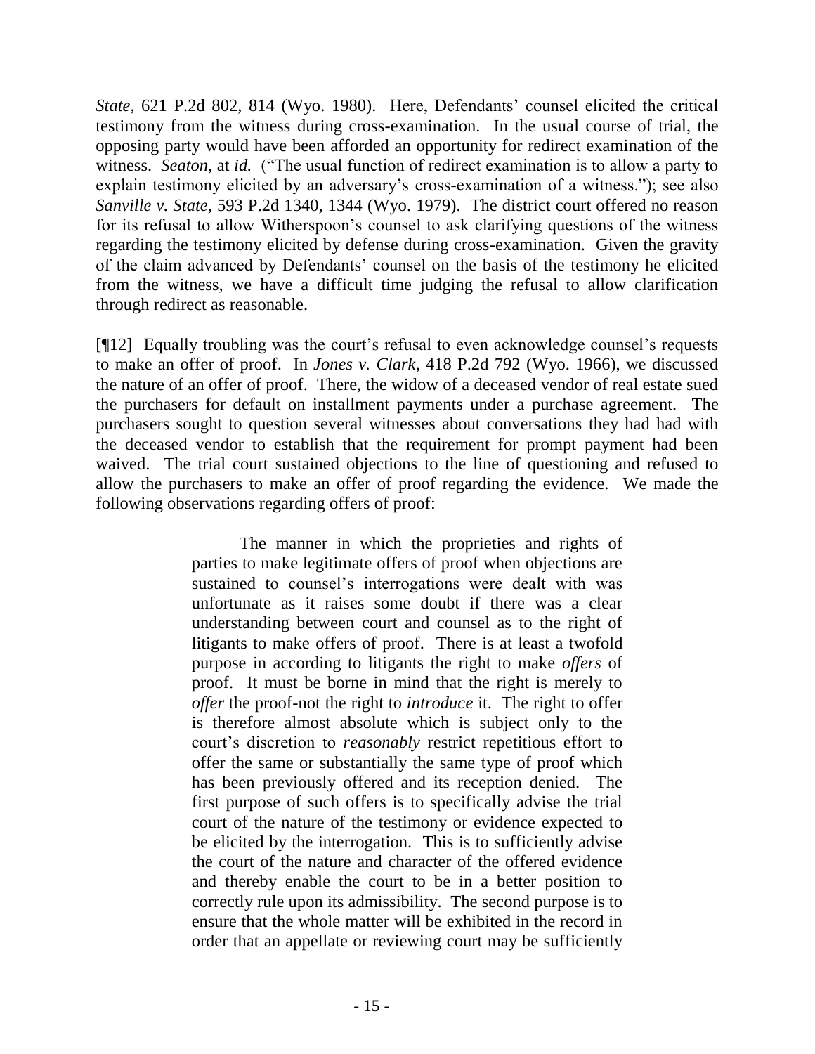*State*, 621 P.2d 802, 814 (Wyo. 1980). Here, Defendants' counsel elicited the critical testimony from the witness during cross-examination. In the usual course of trial, the opposing party would have been afforded an opportunity for redirect examination of the witness. *Seaton*, at *id.* ("The usual function of redirect examination is to allow a party to explain testimony elicited by an adversary's cross-examination of a witness."); see also *Sanville v. State*, 593 P.2d 1340, 1344 (Wyo. 1979). The district court offered no reason for its refusal to allow Witherspoon's counsel to ask clarifying questions of the witness regarding the testimony elicited by defense during cross-examination. Given the gravity of the claim advanced by Defendants' counsel on the basis of the testimony he elicited from the witness, we have a difficult time judging the refusal to allow clarification through redirect as reasonable.

[¶12] Equally troubling was the court's refusal to even acknowledge counsel's requests to make an offer of proof. In *Jones v. Clark*, 418 P.2d 792 (Wyo. 1966), we discussed the nature of an offer of proof. There, the widow of a deceased vendor of real estate sued the purchasers for default on installment payments under a purchase agreement. The purchasers sought to question several witnesses about conversations they had had with the deceased vendor to establish that the requirement for prompt payment had been waived. The trial court sustained objections to the line of questioning and refused to allow the purchasers to make an offer of proof regarding the evidence. We made the following observations regarding offers of proof:

> The manner in which the proprieties and rights of parties to make legitimate offers of proof when objections are sustained to counsel's interrogations were dealt with was unfortunate as it raises some doubt if there was a clear understanding between court and counsel as to the right of litigants to make offers of proof. There is at least a twofold purpose in according to litigants the right to make *offers* of proof. It must be borne in mind that the right is merely to *offer* the proof-not the right to *introduce* it. The right to offer is therefore almost absolute which is subject only to the court's discretion to *reasonably* restrict repetitious effort to offer the same or substantially the same type of proof which has been previously offered and its reception denied. The first purpose of such offers is to specifically advise the trial court of the nature of the testimony or evidence expected to be elicited by the interrogation. This is to sufficiently advise the court of the nature and character of the offered evidence and thereby enable the court to be in a better position to correctly rule upon its admissibility. The second purpose is to ensure that the whole matter will be exhibited in the record in order that an appellate or reviewing court may be sufficiently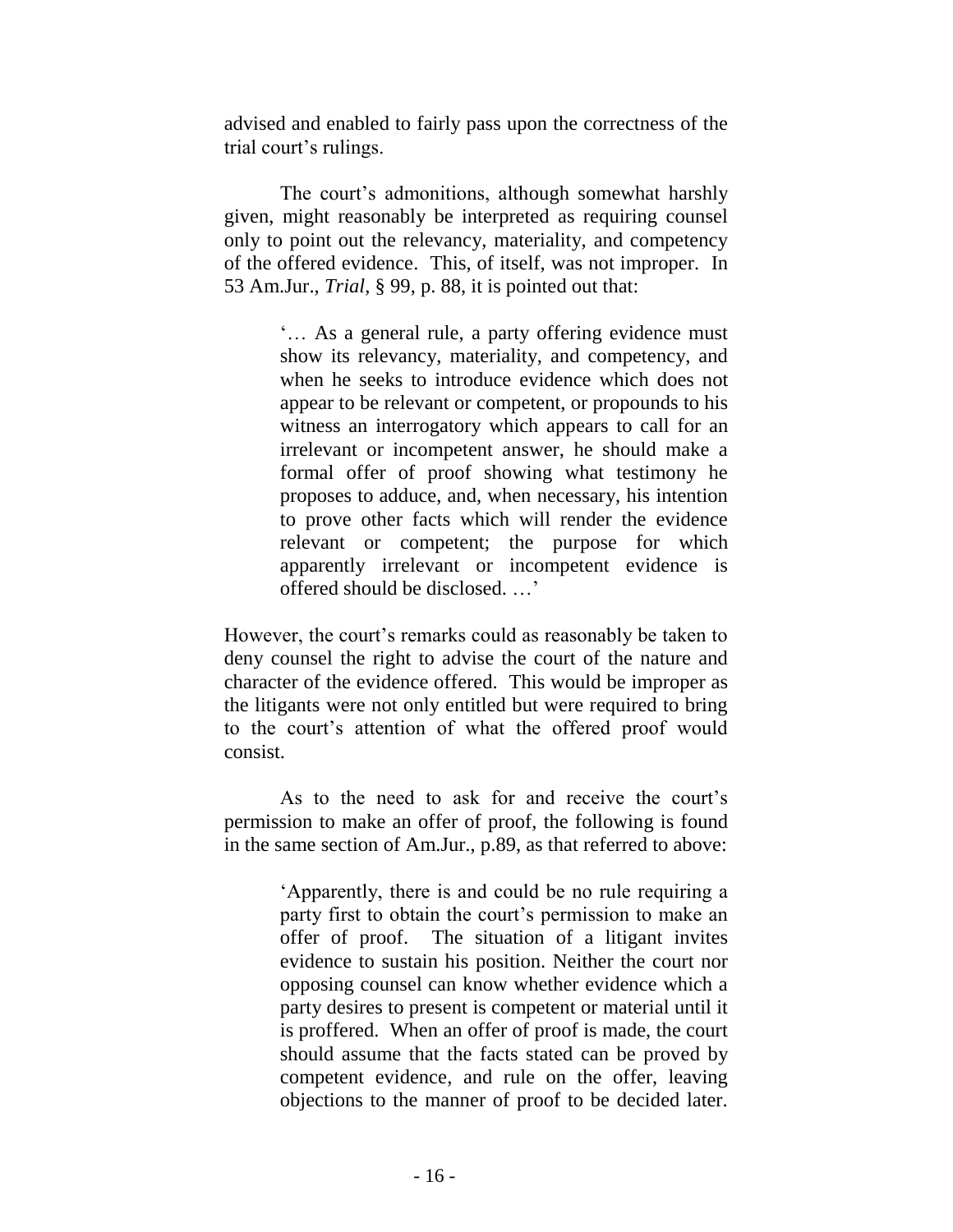advised and enabled to fairly pass upon the correctness of the trial court's rulings.

The court's admonitions, although somewhat harshly given, might reasonably be interpreted as requiring counsel only to point out the relevancy, materiality, and competency of the offered evidence. This, of itself, was not improper. In 53 Am.Jur., *Trial*, § 99, p. 88, it is pointed out that:

> '… As a general rule, a party offering evidence must show its relevancy, materiality, and competency, and when he seeks to introduce evidence which does not appear to be relevant or competent, or propounds to his witness an interrogatory which appears to call for an irrelevant or incompetent answer, he should make a formal offer of proof showing what testimony he proposes to adduce, and, when necessary, his intention to prove other facts which will render the evidence relevant or competent; the purpose for which apparently irrelevant or incompetent evidence is offered should be disclosed. …'

However, the court's remarks could as reasonably be taken to deny counsel the right to advise the court of the nature and character of the evidence offered. This would be improper as the litigants were not only entitled but were required to bring to the court's attention of what the offered proof would consist.

As to the need to ask for and receive the court's permission to make an offer of proof, the following is found in the same section of Am.Jur., p.89, as that referred to above:

> 'Apparently, there is and could be no rule requiring a party first to obtain the court's permission to make an offer of proof. The situation of a litigant invites evidence to sustain his position. Neither the court nor opposing counsel can know whether evidence which a party desires to present is competent or material until it is proffered. When an offer of proof is made, the court should assume that the facts stated can be proved by competent evidence, and rule on the offer, leaving objections to the manner of proof to be decided later.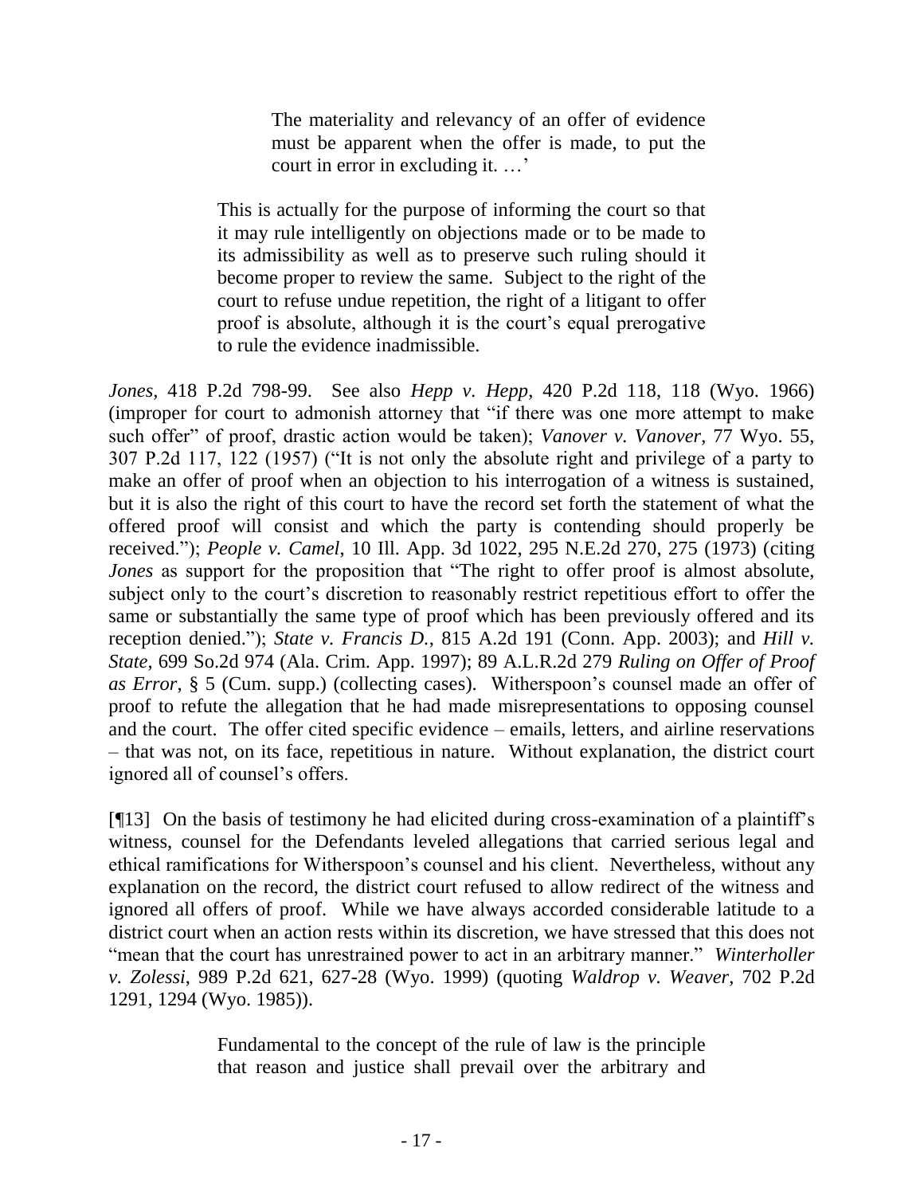> The materiality and relevancy of an offer of evidence must be apparent when the offer is made, to put the court in error in excluding it. …'
>
> This is actually for the purpose of informing the court so that it may rule intelligently on objections made or to be made to its admissibility as well as to preserve such ruling should it become proper to review the same. Subject to the right of the court to refuse undue repetition, the right of a litigant to offer proof is absolute, although it is the court's equal prerogative to rule the evidence inadmissible.

*Jones*, 418 P.2d 798-99. See also *Hepp v. Hepp*, 420 P.2d 118, 118 (Wyo. 1966) (improper for court to admonish attorney that "if there was one more attempt to make such offer" of proof, drastic action would be taken); *Vanover v. Vanover*, 77 Wyo. 55, 307 P.2d 117, 122 (1957) ("It is not only the absolute right and privilege of a party to make an offer of proof when an objection to his interrogation of a witness is sustained, but it is also the right of this court to have the record set forth the statement of what the offered proof will consist and which the party is contending should properly be received."); *People v. Camel*, 10 Ill. App. 3d 1022, 295 N.E.2d 270, 275 (1973) (citing *Jones* as support for the proposition that "The right to offer proof is almost absolute, subject only to the court's discretion to reasonably restrict repetitious effort to offer the same or substantially the same type of proof which has been previously offered and its reception denied."); *State v. Francis D.*, 815 A.2d 191 (Conn. App. 2003); and *Hill v. State*, 699 So.2d 974 (Ala. Crim. App. 1997); 89 A.L.R.2d 279 *Ruling on Offer of Proof as Error*, § 5 (Cum. supp.) (collecting cases). Witherspoon's counsel made an offer of proof to refute the allegation that he had made misrepresentations to opposing counsel and the court. The offer cited specific evidence – emails, letters, and airline reservations – that was not, on its face, repetitious in nature. Without explanation, the district court ignored all of counsel's offers.

[¶13] On the basis of testimony he had elicited during cross-examination of a plaintiff's witness, counsel for the Defendants leveled allegations that carried serious legal and ethical ramifications for Witherspoon's counsel and his client. Nevertheless, without any explanation on the record, the district court refused to allow redirect of the witness and ignored all offers of proof. While we have always accorded considerable latitude to a district court when an action rests within its discretion, we have stressed that this does not "mean that the court has unrestrained power to act in an arbitrary manner." *Winterholler v. Zolessi*, 989 P.2d 621, 627-28 (Wyo. 1999) (quoting *Waldrop v. Weaver*, 702 P.2d 1291, 1294 (Wyo. 1985)).

> Fundamental to the concept of the rule of law is the principle that reason and justice shall prevail over the arbitrary and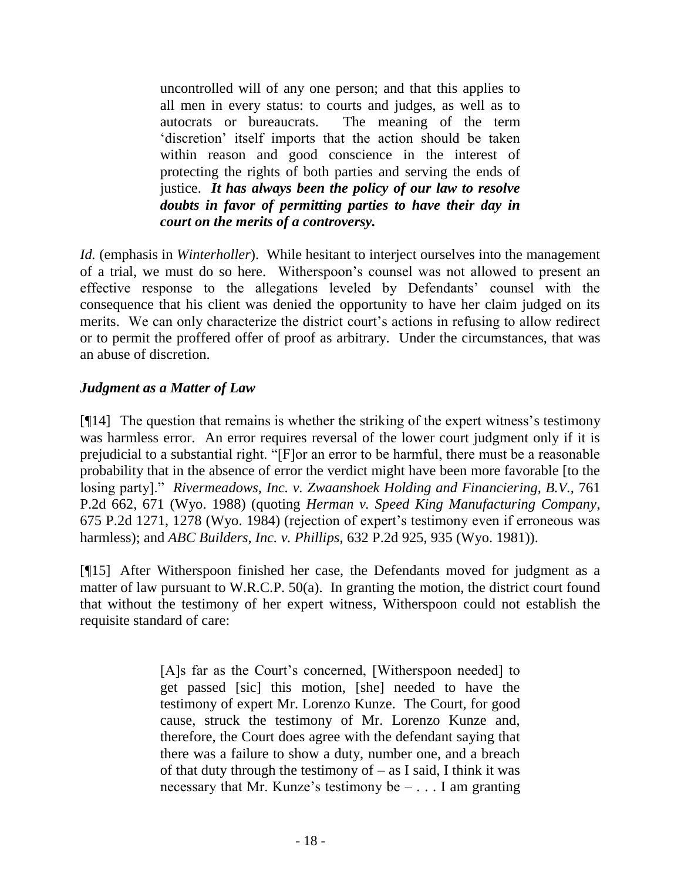> uncontrolled will of any one person; and that this applies to all men in every status: to courts and judges, as well as to autocrats or bureaucrats. The meaning of the term 'discretion' itself imports that the action should be taken within reason and good conscience in the interest of protecting the rights of both parties and serving the ends of justice. ***It has always been the policy of our law to resolve doubts in favor of permitting parties to have their day in court on the merits of a controversy.***

*Id.* (emphasis in *Winterholler*). While hesitant to interject ourselves into the management of a trial, we must do so here. Witherspoon's counsel was not allowed to present an effective response to the allegations leveled by Defendants' counsel with the consequence that his client was denied the opportunity to have her claim judged on its merits. We can only characterize the district court's actions in refusing to allow redirect or to permit the proffered offer of proof as arbitrary. Under the circumstances, that was an abuse of discretion.

### *Judgment as a Matter of Law*

[¶14] The question that remains is whether the striking of the expert witness's testimony was harmless error. An error requires reversal of the lower court judgment only if it is prejudicial to a substantial right. "[F]or an error to be harmful, there must be a reasonable probability that in the absence of error the verdict might have been more favorable [to the losing party]." *Rivermeadows, Inc. v. Zwaanshoek Holding and Financiering, B.V.*, 761 P.2d 662, 671 (Wyo. 1988) (quoting *Herman v. Speed King Manufacturing Company*, 675 P.2d 1271, 1278 (Wyo. 1984) (rejection of expert's testimony even if erroneous was harmless); and *ABC Builders, Inc. v. Phillips*, 632 P.2d 925, 935 (Wyo. 1981)).

[¶15] After Witherspoon finished her case, the Defendants moved for judgment as a matter of law pursuant to W.R.C.P. 50(a). In granting the motion, the district court found that without the testimony of her expert witness, Witherspoon could not establish the requisite standard of care:

> [A]s far as the Court's concerned, [Witherspoon needed] to get passed [sic] this motion, [she] needed to have the testimony of expert Mr. Lorenzo Kunze. The Court, for good cause, struck the testimony of Mr. Lorenzo Kunze and, therefore, the Court does agree with the defendant saying that there was a failure to show a duty, number one, and a breach of that duty through the testimony of – as I said, I think it was necessary that Mr. Kunze's testimony be – . . . I am granting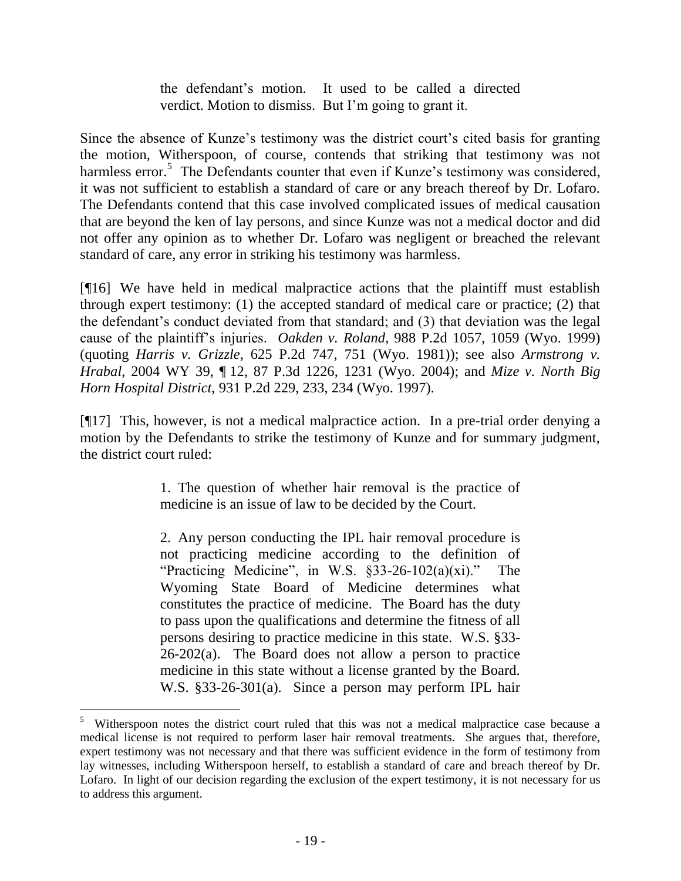> the defendant's motion. It used to be called a directed verdict. Motion to dismiss. But I'm going to grant it.

Since the absence of Kunze's testimony was the district court's cited basis for granting the motion, Witherspoon, of course, contends that striking that testimony was not harmless error.[5] The Defendants counter that even if Kunze's testimony was considered, it was not sufficient to establish a standard of care or any breach thereof by Dr. Lofaro. The Defendants contend that this case involved complicated issues of medical causation that are beyond the ken of lay persons, and since Kunze was not a medical doctor and did not offer any opinion as to whether Dr. Lofaro was negligent or breached the relevant standard of care, any error in striking his testimony was harmless.

[¶16] We have held in medical malpractice actions that the plaintiff must establish through expert testimony: (1) the accepted standard of medical care or practice; (2) that the defendant's conduct deviated from that standard; and (3) that deviation was the legal cause of the plaintiff's injuries. *Oakden v. Roland*, 988 P.2d 1057, 1059 (Wyo. 1999) (quoting *Harris v. Grizzle*, 625 P.2d 747, 751 (Wyo. 1981)); see also *Armstrong v. Hrabal*, 2004 WY 39, ¶ 12, 87 P.3d 1226, 1231 (Wyo. 2004); and *Mize v. North Big Horn Hospital District*, 931 P.2d 229, 233, 234 (Wyo. 1997).

[¶17] This, however, is not a medical malpractice action. In a pre-trial order denying a motion by the Defendants to strike the testimony of Kunze and for summary judgment, the district court ruled:

> 1. The question of whether hair removal is the practice of medicine is an issue of law to be decided by the Court.
>
> 2. Any person conducting the IPL hair removal procedure is not practicing medicine according to the definition of "Practicing Medicine", in W.S. §33-26-102(a)(xi)." The Wyoming State Board of Medicine determines what constitutes the practice of medicine. The Board has the duty to pass upon the qualifications and determine the fitness of all persons desiring to practice medicine in this state. W.S. §33-26-202(a). The Board does not allow a person to practice medicine in this state without a license granted by the Board. W.S. §33-26-301(a). Since a person may perform IPL hair

[5] Witherspoon notes the district court ruled that this was not a medical malpractice case because a medical license is not required to perform laser hair removal treatments. She argues that, therefore, expert testimony was not necessary and that there was sufficient evidence in the form of testimony from lay witnesses, including Witherspoon herself, to establish a standard of care and breach thereof by Dr. Lofaro. In light of our decision regarding the exclusion of the expert testimony, it is not necessary for us to address this argument.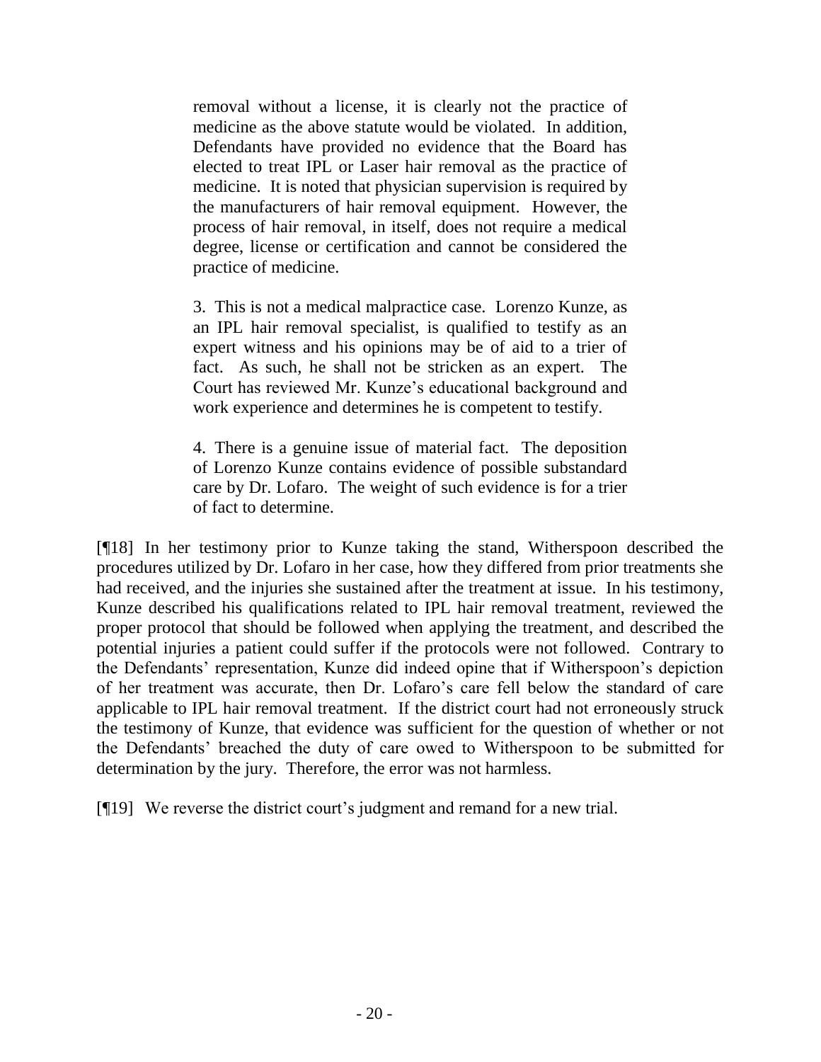> removal without a license, it is clearly not the practice of medicine as the above statute would be violated. In addition, Defendants have provided no evidence that the Board has elected to treat IPL or Laser hair removal as the practice of medicine. It is noted that physician supervision is required by the manufacturers of hair removal equipment. However, the process of hair removal, in itself, does not require a medical degree, license or certification and cannot be considered the practice of medicine.
>
> 3. This is not a medical malpractice case. Lorenzo Kunze, as an IPL hair removal specialist, is qualified to testify as an expert witness and his opinions may be of aid to a trier of fact. As such, he shall not be stricken as an expert. The Court has reviewed Mr. Kunze's educational background and work experience and determines he is competent to testify.
>
> 4. There is a genuine issue of material fact. The deposition of Lorenzo Kunze contains evidence of possible substandard care by Dr. Lofaro. The weight of such evidence is for a trier of fact to determine.

[¶18] In her testimony prior to Kunze taking the stand, Witherspoon described the procedures utilized by Dr. Lofaro in her case, how they differed from prior treatments she had received, and the injuries she sustained after the treatment at issue. In his testimony, Kunze described his qualifications related to IPL hair removal treatment, reviewed the proper protocol that should be followed when applying the treatment, and described the potential injuries a patient could suffer if the protocols were not followed. Contrary to the Defendants' representation, Kunze did indeed opine that if Witherspoon's depiction of her treatment was accurate, then Dr. Lofaro's care fell below the standard of care applicable to IPL hair removal treatment. If the district court had not erroneously struck the testimony of Kunze, that evidence was sufficient for the question of whether or not the Defendants' breached the duty of care owed to Witherspoon to be submitted for determination by the jury. Therefore, the error was not harmless.

[¶19] We reverse the district court's judgment and remand for a new trial.